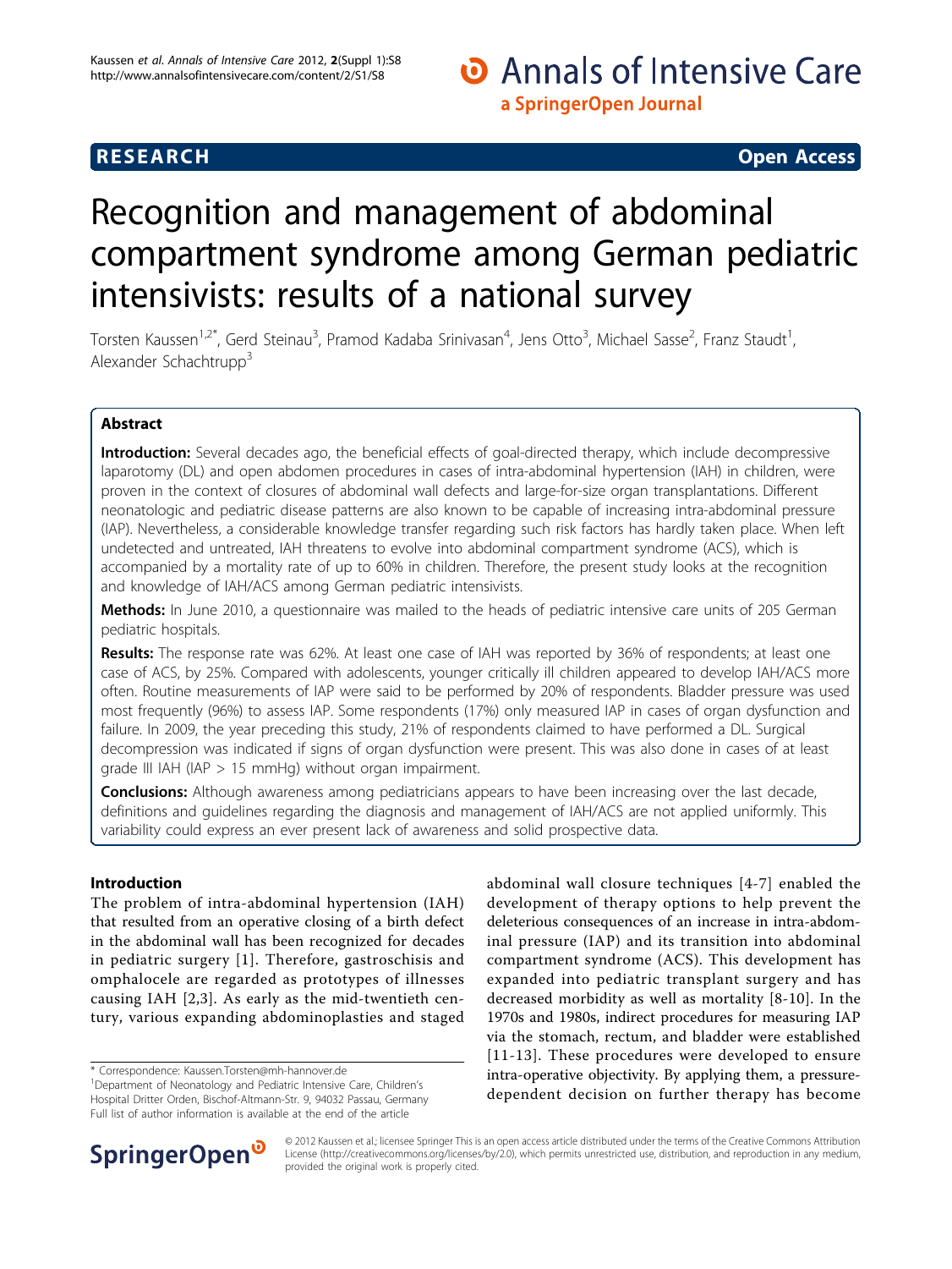RESEARCH Open Access

# Recognition and management of abdominal compartment syndrome among German pediatric intensivists: results of a national survey

Torsten Kaussen[1,2*], Gerd Steinau[3], Pramod Kadaba Srinivasan[4], Jens Otto[3], Michael Sasse[2], Franz Staudt[1], Alexander Schachtrupp[3]

## Abstract

**Introduction:** Several decades ago, the beneficial effects of goal-directed therapy, which include decompressive laparotomy (DL) and open abdomen procedures in cases of intra-abdominal hypertension (IAH) in children, were proven in the context of closures of abdominal wall defects and large-for-size organ transplantations. Different neonatologic and pediatric disease patterns are also known to be capable of increasing intra-abdominal pressure (IAP). Nevertheless, a considerable knowledge transfer regarding such risk factors has hardly taken place. When left undetected and untreated, IAH threatens to evolve into abdominal compartment syndrome (ACS), which is accompanied by a mortality rate of up to 60% in children. Therefore, the present study looks at the recognition and knowledge of IAH/ACS among German pediatric intensivists.

**Methods:** In June 2010, a questionnaire was mailed to the heads of pediatric intensive care units of 205 German pediatric hospitals.

**Results:** The response rate was 62%. At least one case of IAH was reported by 36% of respondents; at least one case of ACS, by 25%. Compared with adolescents, younger critically ill children appeared to develop IAH/ACS more often. Routine measurements of IAP were said to be performed by 20% of respondents. Bladder pressure was used most frequently (96%) to assess IAP. Some respondents (17%) only measured IAP in cases of organ dysfunction and failure. In 2009, the year preceding this study, 21% of respondents claimed to have performed a DL. Surgical decompression was indicated if signs of organ dysfunction were present. This was also done in cases of at least grade III IAH (IAP > 15 mmHg) without organ impairment.

**Conclusions:** Although awareness among pediatricians appears to have been increasing over the last decade, definitions and guidelines regarding the diagnosis and management of IAH/ACS are not applied uniformly. This variability could express an ever present lack of awareness and solid prospective data.

## Introduction

The problem of intra-abdominal hypertension (IAH) that resulted from an operative closing of a birth defect in the abdominal wall has been recognized for decades in pediatric surgery [1]. Therefore, gastroschisis and omphalocele are regarded as prototypes of illnesses causing IAH [2,3]. As early as the mid-twentieth century, various expanding abdominoplasties and staged abdominal wall closure techniques [4-7] enabled the development of therapy options to help prevent the deleterious consequences of an increase in intra-abdominal pressure (IAP) and its transition into abdominal compartment syndrome (ACS). This development has expanded into pediatric transplant surgery and has decreased morbidity as well as mortality [8-10]. In the 1970s and 1980s, indirect procedures for measuring IAP via the stomach, rectum, and bladder were established [11-13]. These procedures were developed to ensure intra-operative objectivity. By applying them, a pressure-dependent decision on further therapy has become

\* Correspondence: Kaussen.Torsten@mh-hannover.de
[1]Department of Neonatology and Pediatric Intensive Care, Children's Hospital Dritter Orden, Bischof-Altmann-Str. 9, 94032 Passau, Germany
Full list of author information is available at the end of the article

© 2012 Kaussen et al.; licensee Springer This is an open access article distributed under the terms of the Creative Commons Attribution License (http://creativecommons.org/licenses/by/2.0), which permits unrestricted use, distribution, and reproduction in any medium, provided the original work is properly cited.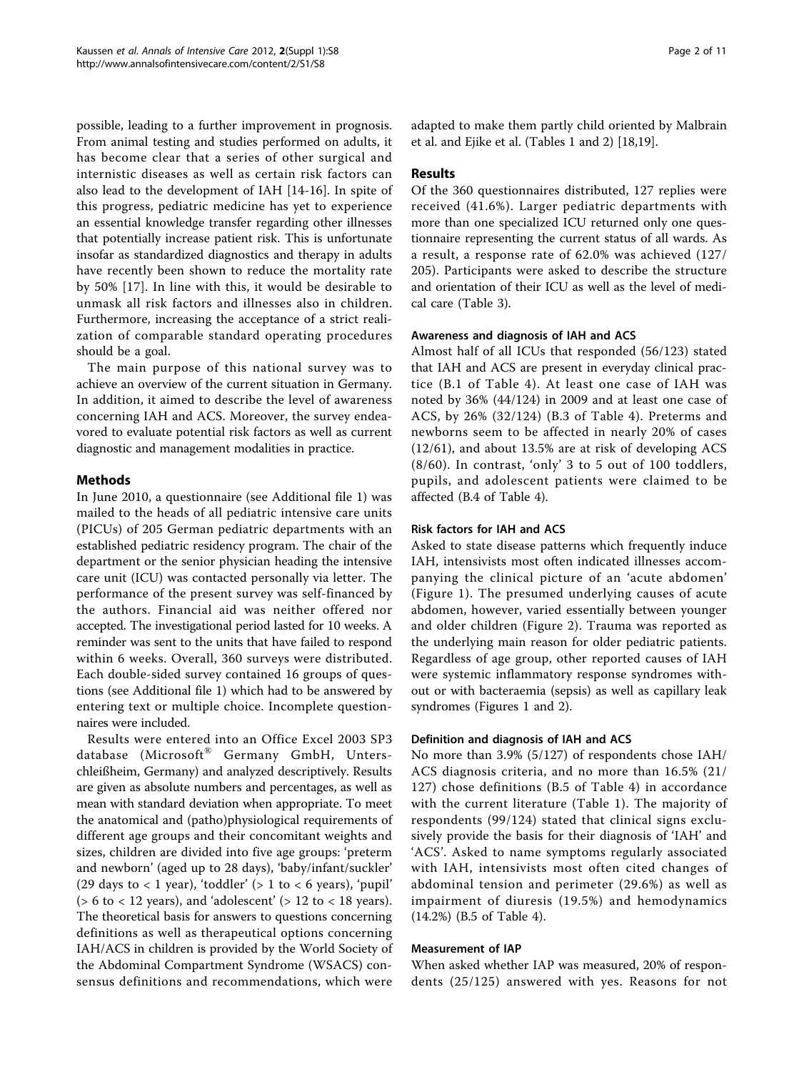possible, leading to a further improvement in prognosis. From animal testing and studies performed on adults, it has become clear that a series of other surgical and internistic diseases as well as certain risk factors can also lead to the development of IAH [14-16]. In spite of this progress, pediatric medicine has yet to experience an essential knowledge transfer regarding other illnesses that potentially increase patient risk. This is unfortunate insofar as standardized diagnostics and therapy in adults have recently been shown to reduce the mortality rate by 50% [17]. In line with this, it would be desirable to unmask all risk factors and illnesses also in children. Furthermore, increasing the acceptance of a strict realization of comparable standard operating procedures should be a goal.

The main purpose of this national survey was to achieve an overview of the current situation in Germany. In addition, it aimed to describe the level of awareness concerning IAH and ACS. Moreover, the survey endeavored to evaluate potential risk factors as well as current diagnostic and management modalities in practice.

## Methods

In June 2010, a questionnaire (see Additional file 1) was mailed to the heads of all pediatric intensive care units (PICUs) of 205 German pediatric departments with an established pediatric residency program. The chair of the department or the senior physician heading the intensive care unit (ICU) was contacted personally via letter. The performance of the present survey was self-financed by the authors. Financial aid was neither offered nor accepted. The investigational period lasted for 10 weeks. A reminder was sent to the units that have failed to respond within 6 weeks. Overall, 360 surveys were distributed. Each double-sided survey contained 16 groups of questions (see Additional file 1) which had to be answered by entering text or multiple choice. Incomplete questionnaires were included.

Results were entered into an Office Excel 2003 SP3 database (Microsoft® Germany GmbH, Unterschleißheim, Germany) and analyzed descriptively. Results are given as absolute numbers and percentages, as well as mean with standard deviation when appropriate. To meet the anatomical and (patho)physiological requirements of different age groups and their concomitant weights and sizes, children are divided into five age groups: 'preterm and newborn' (aged up to 28 days), 'baby/infant/suckler' (29 days to < 1 year), 'toddler' (> 1 to < 6 years), 'pupil' (> 6 to < 12 years), and 'adolescent' (> 12 to < 18 years). The theoretical basis for answers to questions concerning definitions as well as therapeutical options concerning IAH/ACS in children is provided by the World Society of the Abdominal Compartment Syndrome (WSACS) consensus definitions and recommendations, which were adapted to make them partly child oriented by Malbrain et al. and Ejike et al. (Tables 1 and 2) [18,19].

## Results

Of the 360 questionnaires distributed, 127 replies were received (41.6%). Larger pediatric departments with more than one specialized ICU returned only one questionnaire representing the current status of all wards. As a result, a response rate of 62.0% was achieved (127/205). Participants were asked to describe the structure and orientation of their ICU as well as the level of medical care (Table 3).

### Awareness and diagnosis of IAH and ACS

Almost half of all ICUs that responded (56/123) stated that IAH and ACS are present in everyday clinical practice (B.1 of Table 4). At least one case of IAH was noted by 36% (44/124) in 2009 and at least one case of ACS, by 26% (32/124) (B.3 of Table 4). Preterms and newborns seem to be affected in nearly 20% of cases (12/61), and about 13.5% are at risk of developing ACS (8/60). In contrast, 'only' 3 to 5 out of 100 toddlers, pupils, and adolescent patients were claimed to be affected (B.4 of Table 4).

### Risk factors for IAH and ACS

Asked to state disease patterns which frequently induce IAH, intensivists most often indicated illnesses accompanying the clinical picture of an 'acute abdomen' (Figure 1). The presumed underlying causes of acute abdomen, however, varied essentially between younger and older children (Figure 2). Trauma was reported as the underlying main reason for older pediatric patients. Regardless of age group, other reported causes of IAH were systemic inflammatory response syndromes without or with bacteraemia (sepsis) as well as capillary leak syndromes (Figures 1 and 2).

### Definition and diagnosis of IAH and ACS

No more than 3.9% (5/127) of respondents chose IAH/ACS diagnosis criteria, and no more than 16.5% (21/127) chose definitions (B.5 of Table 4) in accordance with the current literature (Table 1). The majority of respondents (99/124) stated that clinical signs exclusively provide the basis for their diagnosis of 'IAH' and 'ACS'. Asked to name symptoms regularly associated with IAH, intensivists most often cited changes of abdominal tension and perimeter (29.6%) as well as impairment of diuresis (19.5%) and hemodynamics (14.2%) (B.5 of Table 4).

### Measurement of IAP

When asked whether IAP was measured, 20% of respondents (25/125) answered with yes. Reasons for not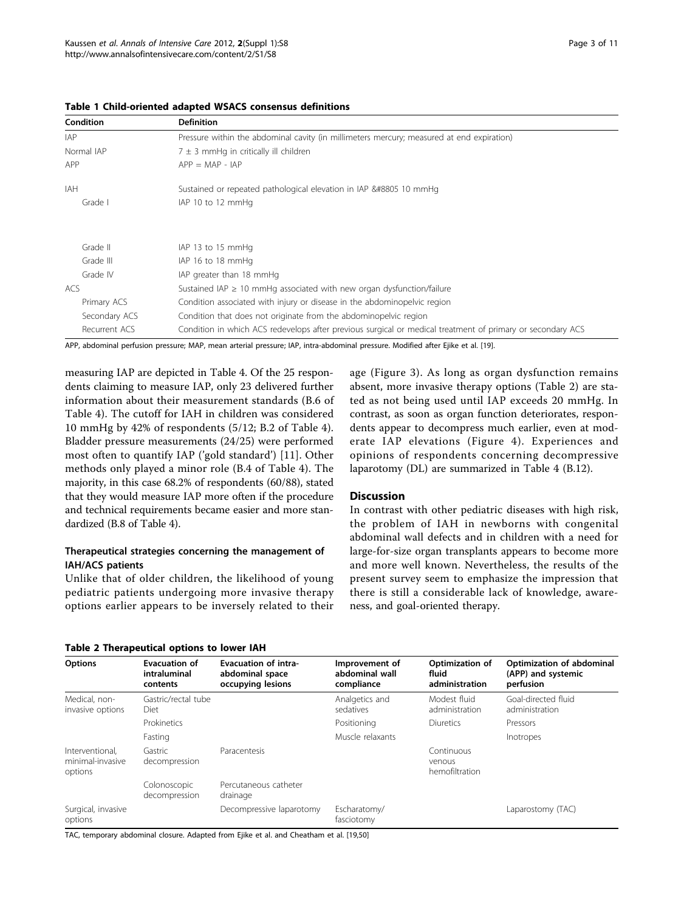**Table 1 Child-oriented adapted WSACS consensus definitions**

| Condition | Definition |
|---|---|
| IAP | Pressure within the abdominal cavity (in millimeters mercury; measured at end expiration) |
| Normal IAP | 7 ± 3 mmHg in critically ill children |
| APP | APP = MAP - IAP |
| IAH | Sustained or repeated pathological elevation in IAP &#8805 10 mmHg |
| Grade I | IAP 10 to 12 mmHg |
| Grade II | IAP 13 to 15 mmHg |
| Grade III | IAP 16 to 18 mmHg |
| Grade IV | IAP greater than 18 mmHg |
| ACS | Sustained IAP ≥ 10 mmHg associated with new organ dysfunction/failure |
| Primary ACS | Condition associated with injury or disease in the abdominopelvic region |
| Secondary ACS | Condition that does not originate from the abdominopelvic region |
| Recurrent ACS | Condition in which ACS redevelops after previous surgical or medical treatment of primary or secondary ACS |

APP, abdominal perfusion pressure; MAP, mean arterial pressure; IAP, intra-abdominal pressure. Modified after Ejike et al. [19].

measuring IAP are depicted in Table 4. Of the 25 respondents claiming to measure IAP, only 23 delivered further information about their measurement standards (B.6 of Table 4). The cutoff for IAH in children was considered 10 mmHg by 42% of respondents (5/12; B.2 of Table 4). Bladder pressure measurements (24/25) were performed most often to quantify IAP ('gold standard') [11]. Other methods only played a minor role (B.4 of Table 4). The majority, in this case 68.2% of respondents (60/88), stated that they would measure IAP more often if the procedure and technical requirements became easier and more standardized (B.8 of Table 4).

### Therapeutical strategies concerning the management of IAH/ACS patients

Unlike that of older children, the likelihood of young pediatric patients undergoing more invasive therapy options earlier appears to be inversely related to their age (Figure 3). As long as organ dysfunction remains absent, more invasive therapy options (Table 2) are stated as not being used until IAP exceeds 20 mmHg. In contrast, as soon as organ function deteriorates, respondents appear to decompress much earlier, even at moderate IAP elevations (Figure 4). Experiences and opinions of respondents concerning decompressive laparotomy (DL) are summarized in Table 4 (B.12).

## Discussion

In contrast with other pediatric diseases with high risk, the problem of IAH in newborns with congenital abdominal wall defects and in children with a need for large-for-size organ transplants appears to become more and more well known. Nevertheless, the results of the present survey seem to emphasize the impression that there is still a considerable lack of knowledge, awareness, and goal-oriented therapy.

**Table 2 Therapeutical options to lower IAH**

| Options | Evacuation of intraluminal contents | Evacuation of intra-abdominal space occupying lesions | Improvement of abdominal wall compliance | Optimization of fluid administration | Optimization of abdominal (APP) and systemic perfusion |
|---|---|---|---|---|---|
| Medical, non-invasive options | Gastric/rectal tube Diet | | Analgetics and sedatives | Modest fluid administration | Goal-directed fluid administration |
| | Prokinetics | | Positioning | Diuretics | Pressors |
| | Fasting | | Muscle relaxants | | Inotropes |
| Interventional, minimal-invasive options | Gastric decompression | Paracentesis | | Continuous venous hemofiltration | |
| | Colonoscopic decompression | Percutaneous catheter drainage | | | |
| Surgical, invasive options | | Decompressive laparotomy | Escharatomy/ fasciotomy | | Laparostomy (TAC) |

TAC, temporary abdominal closure. Adapted from Ejike et al. and Cheatham et al. [19,50]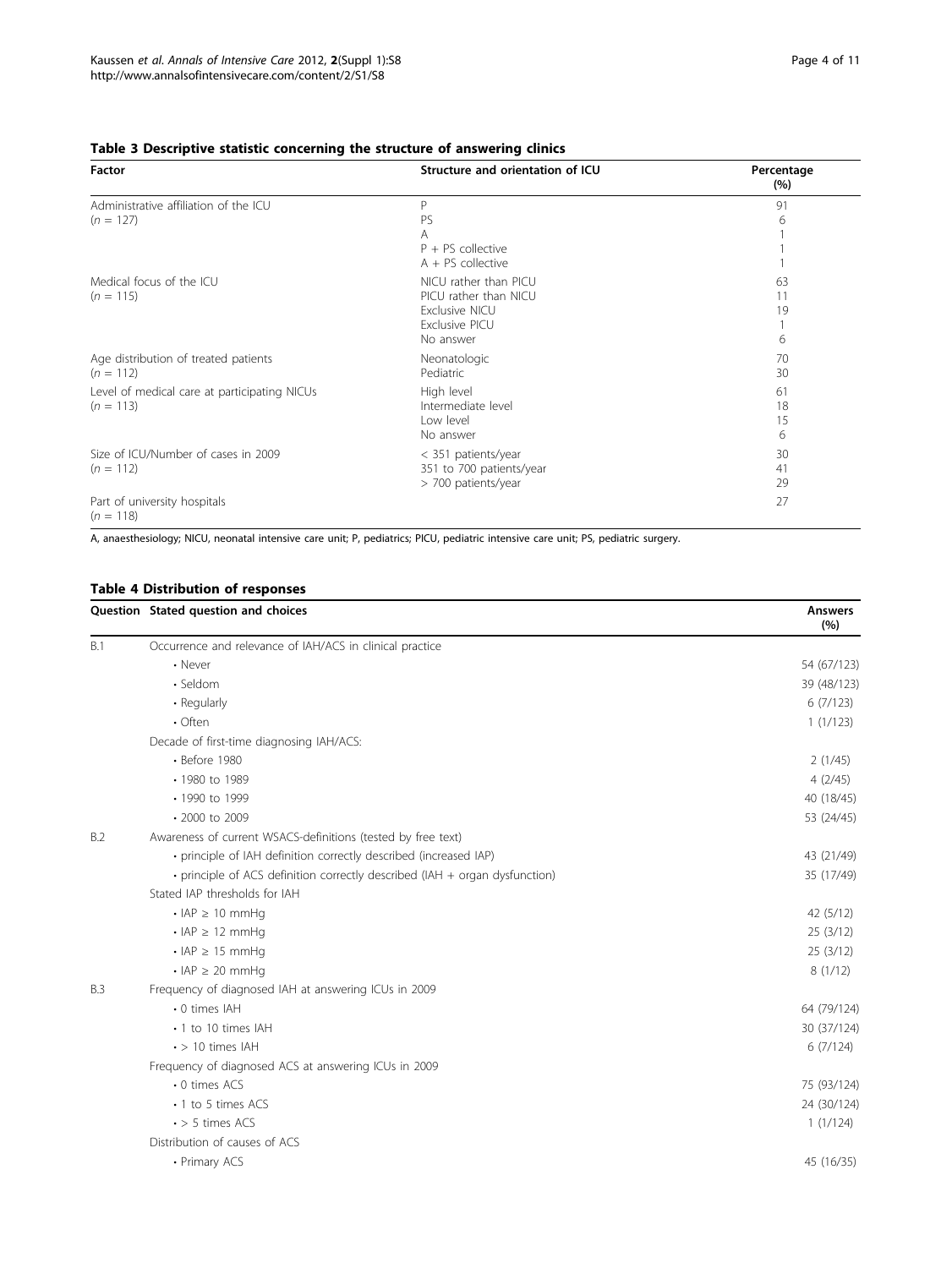**Table 3 Descriptive statistic concerning the structure of answering clinics**

| Factor | Structure and orientation of ICU | Percentage (%) |
|---|---|---|
| Administrative affiliation of the ICU ($n$ = 127) | P | 91 |
| | PS | 6 |
| | A | 1 |
| | P + PS collective | 1 |
| | A + PS collective | 1 |
| Medical focus of the ICU ($n$ = 115) | NICU rather than PICU | 63 |
| | PICU rather than NICU | 11 |
| | Exclusive NICU | 19 |
| | Exclusive PICU | 1 |
| | No answer | 6 |
| Age distribution of treated patients ($n$ = 112) | Neonatologic | 70 |
| | Pediatric | 30 |
| Level of medical care at participating NICUs ($n$ = 113) | High level | 61 |
| | Intermediate level | 18 |
| | Low level | 15 |
| | No answer | 6 |
| Size of ICU/Number of cases in 2009 ($n$ = 112) | < 351 patients/year | 30 |
| | 351 to 700 patients/year | 41 |
| | > 700 patients/year | 29 |
| Part of university hospitals ($n$ = 118) | | 27 |

A, anaesthesiology; NICU, neonatal intensive care unit; P, pediatrics; PICU, pediatric intensive care unit; PS, pediatric surgery.

**Table 4 Distribution of responses**

| Question | Stated question and choices | Answers (%) |
|---|---|---|
| B.1 | Occurrence and relevance of IAH/ACS in clinical practice | |
| | • Never | 54 (67/123) |
| | • Seldom | 39 (48/123) |
| | • Regularly | 6 (7/123) |
| | • Often | 1 (1/123) |
| | Decade of first-time diagnosing IAH/ACS: | |
| | • Before 1980 | 2 (1/45) |
| | • 1980 to 1989 | 4 (2/45) |
| | • 1990 to 1999 | 40 (18/45) |
| | • 2000 to 2009 | 53 (24/45) |
| B.2 | Awareness of current WSACS-definitions (tested by free text) | |
| | • principle of IAH definition correctly described (increased IAP) | 43 (21/49) |
| | • principle of ACS definition correctly described (IAH + organ dysfunction) | 35 (17/49) |
| | Stated IAP thresholds for IAH | |
| | • IAP ≥ 10 mmHg | 42 (5/12) |
| | • IAP ≥ 12 mmHg | 25 (3/12) |
| | • IAP ≥ 15 mmHg | 25 (3/12) |
| | • IAP ≥ 20 mmHg | 8 (1/12) |
| B.3 | Frequency of diagnosed IAH at answering ICUs in 2009 | |
| | • 0 times IAH | 64 (79/124) |
| | • 1 to 10 times IAH | 30 (37/124) |
| | • > 10 times IAH | 6 (7/124) |
| | Frequency of diagnosed ACS at answering ICUs in 2009 | |
| | • 0 times ACS | 75 (93/124) |
| | • 1 to 5 times ACS | 24 (30/124) |
| | • > 5 times ACS | 1 (1/124) |
| | Distribution of causes of ACS | |
| | • Primary ACS | 45 (16/35) |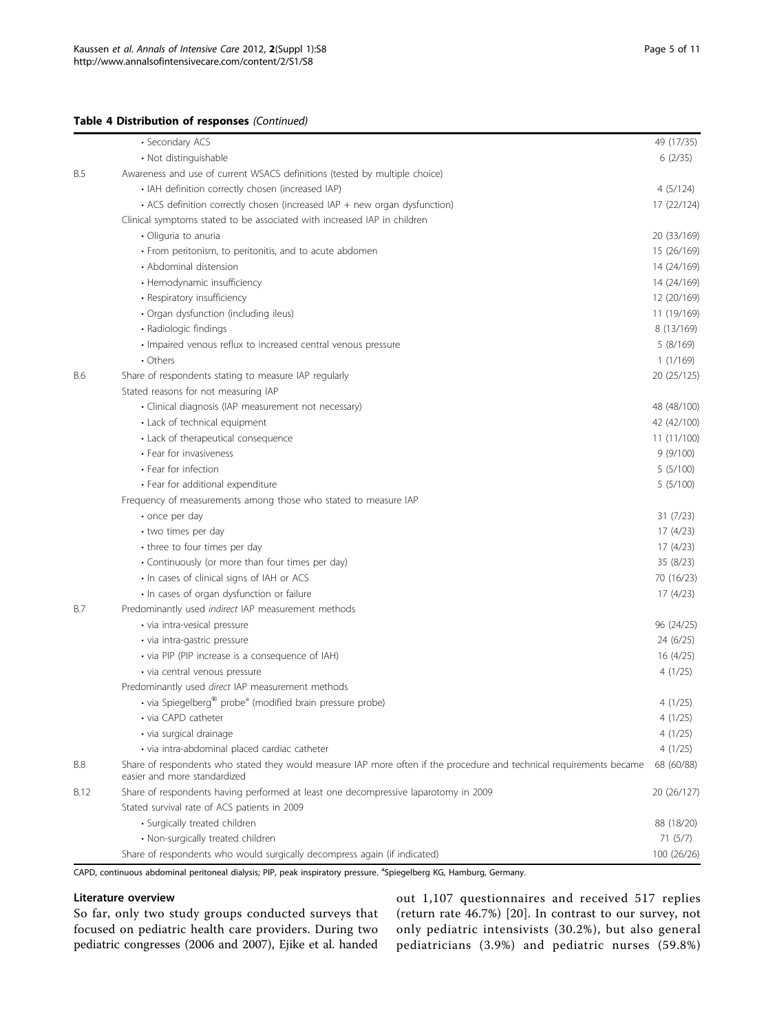**Table 4 Distribution of responses** *(Continued)*

| | | |
|---|---|---|
| | • Secondary ACS | 49 (17/35) |
| | • Not distinguishable | 6 (2/35) |
| B.5 | Awareness and use of current WSACS definitions (tested by multiple choice) | |
| | • IAH definition correctly chosen (increased IAP) | 4 (5/124) |
| | • ACS definition correctly chosen (increased IAP + new organ dysfunction) | 17 (22/124) |
| | Clinical symptoms stated to be associated with increased IAP in children | |
| | • Oliguria to anuria | 20 (33/169) |
| | • From peritonism, to peritonitis, and to acute abdomen | 15 (26/169) |
| | • Abdominal distension | 14 (24/169) |
| | • Hemodynamic insufficiency | 14 (24/169) |
| | • Respiratory insufficiency | 12 (20/169) |
| | • Organ dysfunction (including ileus) | 11 (19/169) |
| | • Radiologic findings | 8 (13/169) |
| | • Impaired venous reflux to increased central venous pressure | 5 (8/169) |
| | • Others | 1 (1/169) |
| B.6 | Share of respondents stating to measure IAP regularly | 20 (25/125) |
| | Stated reasons for not measuring IAP | |
| | • Clinical diagnosis (IAP measurement not necessary) | 48 (48/100) |
| | • Lack of technical equipment | 42 (42/100) |
| | • Lack of therapeutical consequence | 11 (11/100) |
| | • Fear for invasiveness | 9 (9/100) |
| | • Fear for infection | 5 (5/100) |
| | • Fear for additional expenditure | 5 (5/100) |
| | Frequency of measurements among those who stated to measure IAP | |
| | • once per day | 31 (7/23) |
| | • two times per day | 17 (4/23) |
| | • three to four times per day | 17 (4/23) |
| | • Continuously (or more than four times per day) | 35 (8/23) |
| | • In cases of clinical signs of IAH or ACS | 70 (16/23) |
| | • In cases of organ dysfunction or failure | 17 (4/23) |
| B.7 | Predominantly used *indirect* IAP measurement methods | |
| | • via intra-vesical pressure | 96 (24/25) |
| | • via intra-gastric pressure | 24 (6/25) |
| | • via PIP (PIP increase is a consequence of IAH) | 16 (4/25) |
| | • via central venous pressure | 4 (1/25) |
| | Predominantly used *direct* IAP measurement methods | |
| | • via Spiegelberg® probe[a] (modified brain pressure probe) | 4 (1/25) |
| | • via CAPD catheter | 4 (1/25) |
| | • via surgical drainage | 4 (1/25) |
| | • via intra-abdominal placed cardiac catheter | 4 (1/25) |
| B.8 | Share of respondents who stated they would measure IAP more often if the procedure and technical requirements became easier and more standardized | 68 (60/88) |
| B.12 | Share of respondents having performed at least one decompressive laparotomy in 2009 | 20 (26/127) |
| | Stated survival rate of ACS patients in 2009 | |
| | • Surgically treated children | 88 (18/20) |
| | • Non-surgically treated children | 71 (5/7) |
| | Share of respondents who would surgically decompress again (if indicated) | 100 (26/26) |

CAPD, continuous abdominal peritoneal dialysis; PIP, peak inspiratory pressure. [a]Spiegelberg KG, Hamburg, Germany.

### Literature overview

So far, only two study groups conducted surveys that focused on pediatric health care providers. During two pediatric congresses (2006 and 2007), Ejike et al. handed out 1,107 questionnaires and received 517 replies (return rate 46.7%) [20]. In contrast to our survey, not only pediatric intensivists (30.2%), but also general pediatricians (3.9%) and pediatric nurses (59.8%)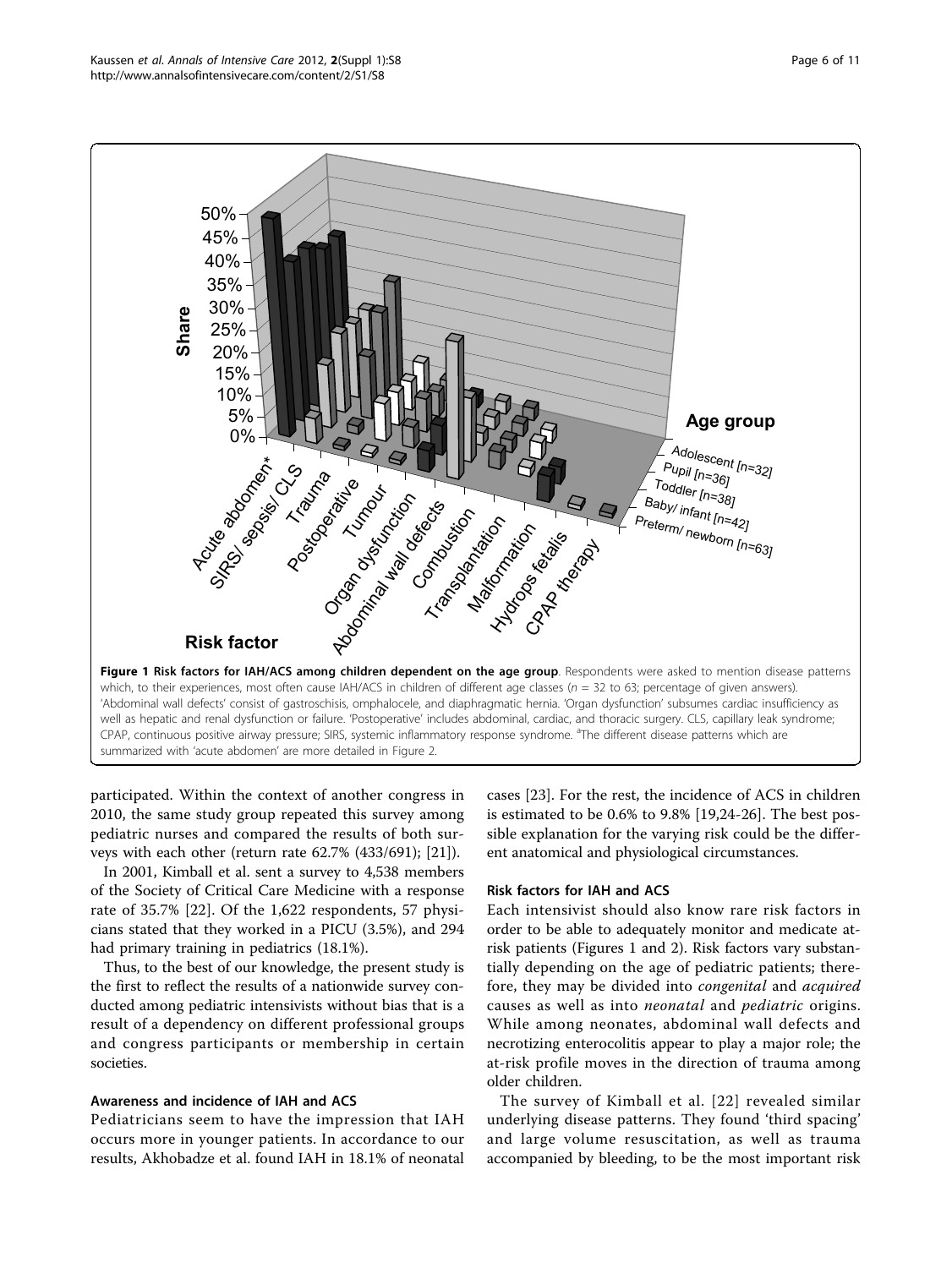**Figure 1 Risk factors for IAH/ACS among children dependent on the age group**. Respondents were asked to mention disease patterns which, to their experiences, most often cause IAH/ACS in children of different age classes ($n$ = 32 to 63; percentage of given answers). 'Abdominal wall defects' consist of gastroschisis, omphalocele, and diaphragmatic hernia. 'Organ dysfunction' subsumes cardiac insufficiency as well as hepatic and renal dysfunction or failure. 'Postoperative' includes abdominal, cardiac, and thoracic surgery. CLS, capillary leak syndrome; CPAP, continuous positive airway pressure; SIRS, systemic inflammatory response syndrome. [a]The different disease patterns which are summarized with 'acute abdomen' are more detailed in Figure 2.

participated. Within the context of another congress in 2010, the same study group repeated this survey among pediatric nurses and compared the results of both surveys with each other (return rate 62.7% (433/691); [21]).

In 2001, Kimball et al. sent a survey to 4,538 members of the Society of Critical Care Medicine with a response rate of 35.7% [22]. Of the 1,622 respondents, 57 physicians stated that they worked in a PICU (3.5%), and 294 had primary training in pediatrics (18.1%).

Thus, to the best of our knowledge, the present study is the first to reflect the results of a nationwide survey conducted among pediatric intensivists without bias that is a result of a dependency on different professional groups and congress participants or membership in certain societies.

#### Awareness and incidence of IAH and ACS

Pediatricians seem to have the impression that IAH occurs more in younger patients. In accordance to our results, Akhobadze et al. found IAH in 18.1% of neonatal cases [23]. For the rest, the incidence of ACS in children is estimated to be 0.6% to 9.8% [19,24-26]. The best possible explanation for the varying risk could be the different anatomical and physiological circumstances.

#### Risk factors for IAH and ACS

Each intensivist should also know rare risk factors in order to be able to adequately monitor and medicate at-risk patients (Figures 1 and 2). Risk factors vary substantially depending on the age of pediatric patients; therefore, they may be divided into *congenital* and *acquired* causes as well as into *neonatal* and *pediatric* origins. While among neonates, abdominal wall defects and necrotizing enterocolitis appear to play a major role; the at-risk profile moves in the direction of trauma among older children.

The survey of Kimball et al. [22] revealed similar underlying disease patterns. They found 'third spacing' and large volume resuscitation, as well as trauma accompanied by bleeding, to be the most important risk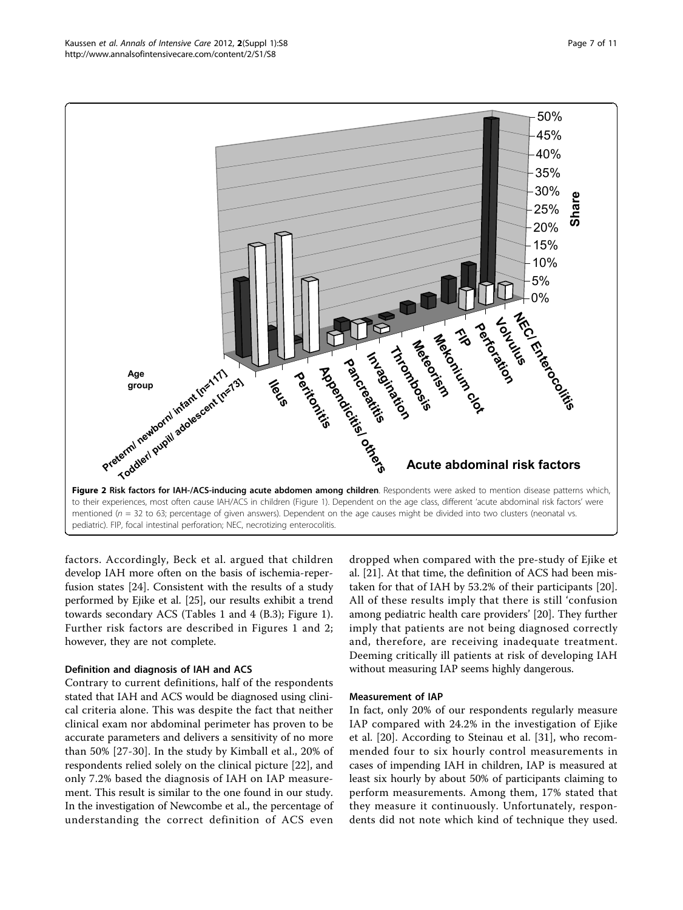**Figure 2 Risk factors for IAH-/ACS-inducing acute abdomen among children**. Respondents were asked to mention disease patterns which, to their experiences, most often cause IAH/ACS in children (Figure 1). Dependent on the age class, different 'acute abdominal risk factors' were mentioned ($n$ = 32 to 63; percentage of given answers). Dependent on the age causes might be divided into two clusters (neonatal vs. pediatric). FIP, focal intestinal perforation; NEC, necrotizing enterocolitis.

factors. Accordingly, Beck et al. argued that children develop IAH more often on the basis of ischemia-reperfusion states [24]. Consistent with the results of a study performed by Ejike et al. [25], our results exhibit a trend towards secondary ACS (Tables 1 and 4 (B.3); Figure 1). Further risk factors are described in Figures 1 and 2; however, they are not complete.

#### Definition and diagnosis of IAH and ACS

Contrary to current definitions, half of the respondents stated that IAH and ACS would be diagnosed using clinical criteria alone. This was despite the fact that neither clinical exam nor abdominal perimeter has proven to be accurate parameters and delivers a sensitivity of no more than 50% [27-30]. In the study by Kimball et al., 20% of respondents relied solely on the clinical picture [22], and only 7.2% based the diagnosis of IAH on IAP measurement. This result is similar to the one found in our study. In the investigation of Newcombe et al., the percentage of understanding the correct definition of ACS even dropped when compared with the pre-study of Ejike et al. [21]. At that time, the definition of ACS had been mistaken for that of IAH by 53.2% of their participants [20]. All of these results imply that there is still 'confusion among pediatric health care providers' [20]. They further imply that patients are not being diagnosed correctly and, therefore, are receiving inadequate treatment. Deeming critically ill patients at risk of developing IAH without measuring IAP seems highly dangerous.

#### Measurement of IAP

In fact, only 20% of our respondents regularly measure IAP compared with 24.2% in the investigation of Ejike et al. [20]. According to Steinau et al. [31], who recommended four to six hourly control measurements in cases of impending IAH in children, IAP is measured at least six hourly by about 50% of participants claiming to perform measurements. Among them, 17% stated that they measure it continuously. Unfortunately, respondents did not note which kind of technique they used.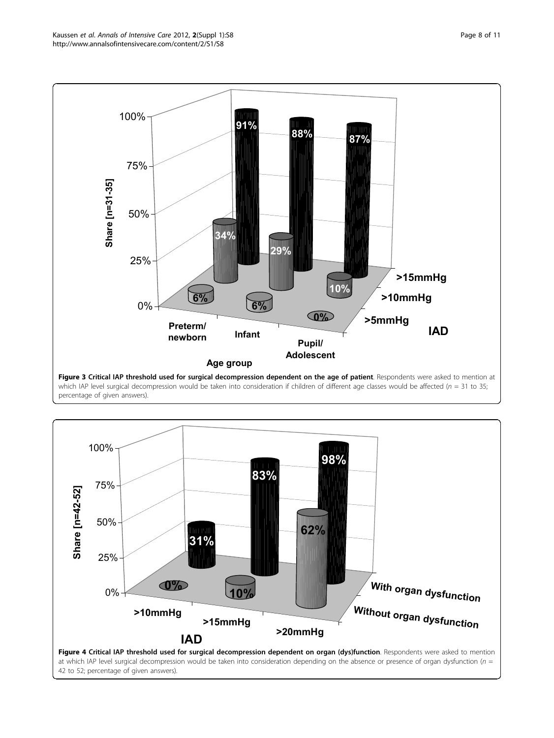**Figure 3 Critical IAP threshold used for surgical decompression dependent on the age of patient**. Respondents were asked to mention at which IAP level surgical decompression would be taken into consideration if children of different age classes would be affected ($n$ = 31 to 35; percentage of given answers).

**Figure 4 Critical IAP threshold used for surgical decompression dependent on organ (dys)function**. Respondents were asked to mention at which IAP level surgical decompression would be taken into consideration depending on the absence or presence of organ dysfunction ($n$ = 42 to 52; percentage of given answers).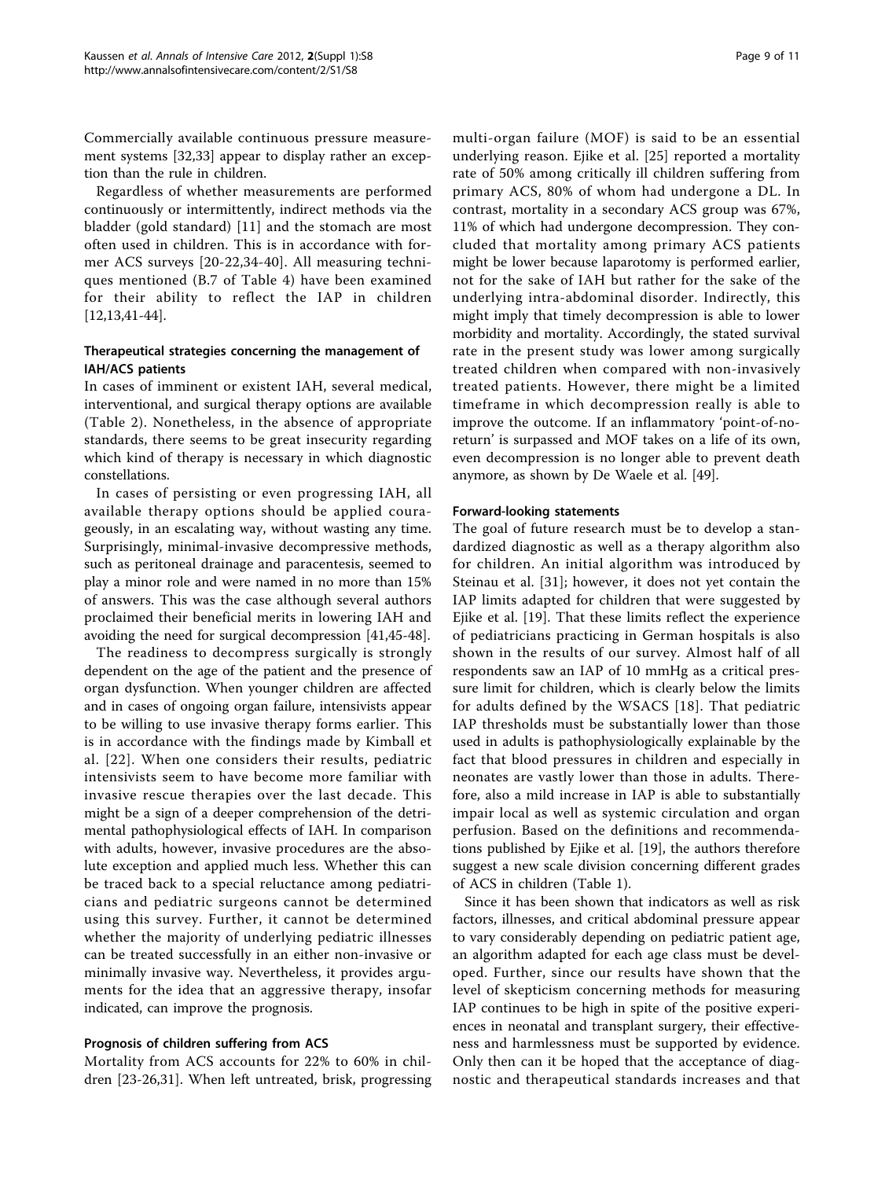Commercially available continuous pressure measurement systems [32,33] appear to display rather an exception than the rule in children.

Regardless of whether measurements are performed continuously or intermittently, indirect methods via the bladder (gold standard) [11] and the stomach are most often used in children. This is in accordance with former ACS surveys [20-22,34-40]. All measuring techniques mentioned (B.7 of Table 4) have been examined for their ability to reflect the IAP in children [12,13,41-44].

### Therapeutical strategies concerning the management of IAH/ACS patients

In cases of imminent or existent IAH, several medical, interventional, and surgical therapy options are available (Table 2). Nonetheless, in the absence of appropriate standards, there seems to be great insecurity regarding which kind of therapy is necessary in which diagnostic constellations.

In cases of persisting or even progressing IAH, all available therapy options should be applied courageously, in an escalating way, without wasting any time. Surprisingly, minimal-invasive decompressive methods, such as peritoneal drainage and paracentesis, seemed to play a minor role and were named in no more than 15% of answers. This was the case although several authors proclaimed their beneficial merits in lowering IAH and avoiding the need for surgical decompression [41,45-48].

The readiness to decompress surgically is strongly dependent on the age of the patient and the presence of organ dysfunction. When younger children are affected and in cases of ongoing organ failure, intensivists appear to be willing to use invasive therapy forms earlier. This is in accordance with the findings made by Kimball et al. [22]. When one considers their results, pediatric intensivists seem to have become more familiar with invasive rescue therapies over the last decade. This might be a sign of a deeper comprehension of the detrimental pathophysiological effects of IAH. In comparison with adults, however, invasive procedures are the absolute exception and applied much less. Whether this can be traced back to a special reluctance among pediatricians and pediatric surgeons cannot be determined using this survey. Further, it cannot be determined whether the majority of underlying pediatric illnesses can be treated successfully in an either non-invasive or minimally invasive way. Nevertheless, it provides arguments for the idea that an aggressive therapy, insofar indicated, can improve the prognosis.

### Prognosis of children suffering from ACS

Mortality from ACS accounts for 22% to 60% in children [23-26,31]. When left untreated, brisk, progressing multi-organ failure (MOF) is said to be an essential underlying reason. Ejike et al. [25] reported a mortality rate of 50% among critically ill children suffering from primary ACS, 80% of whom had undergone a DL. In contrast, mortality in a secondary ACS group was 67%, 11% of which had undergone decompression. They concluded that mortality among primary ACS patients might be lower because laparotomy is performed earlier, not for the sake of IAH but rather for the sake of the underlying intra-abdominal disorder. Indirectly, this might imply that timely decompression is able to lower morbidity and mortality. Accordingly, the stated survival rate in the present study was lower among surgically treated children when compared with non-invasively treated patients. However, there might be a limited timeframe in which decompression really is able to improve the outcome. If an inflammatory 'point-of-no-return' is surpassed and MOF takes on a life of its own, even decompression is no longer able to prevent death anymore, as shown by De Waele et al. [49].

### Forward-looking statements

The goal of future research must be to develop a standardized diagnostic as well as a therapy algorithm also for children. An initial algorithm was introduced by Steinau et al. [31]; however, it does not yet contain the IAP limits adapted for children that were suggested by Ejike et al. [19]. That these limits reflect the experience of pediatricians practicing in German hospitals is also shown in the results of our survey. Almost half of all respondents saw an IAP of 10 mmHg as a critical pressure limit for children, which is clearly below the limits for adults defined by the WSACS [18]. That pediatric IAP thresholds must be substantially lower than those used in adults is pathophysiologically explainable by the fact that blood pressures in children and especially in neonates are vastly lower than those in adults. Therefore, also a mild increase in IAP is able to substantially impair local as well as systemic circulation and organ perfusion. Based on the definitions and recommendations published by Ejike et al. [19], the authors therefore suggest a new scale division concerning different grades of ACS in children (Table 1).

Since it has been shown that indicators as well as risk factors, illnesses, and critical abdominal pressure appear to vary considerably depending on pediatric patient age, an algorithm adapted for each age class must be developed. Further, since our results have shown that the level of skepticism concerning methods for measuring IAP continues to be high in spite of the positive experiences in neonatal and transplant surgery, their effectiveness and harmlessness must be supported by evidence. Only then can it be hoped that the acceptance of diagnostic and therapeutical standards increases and that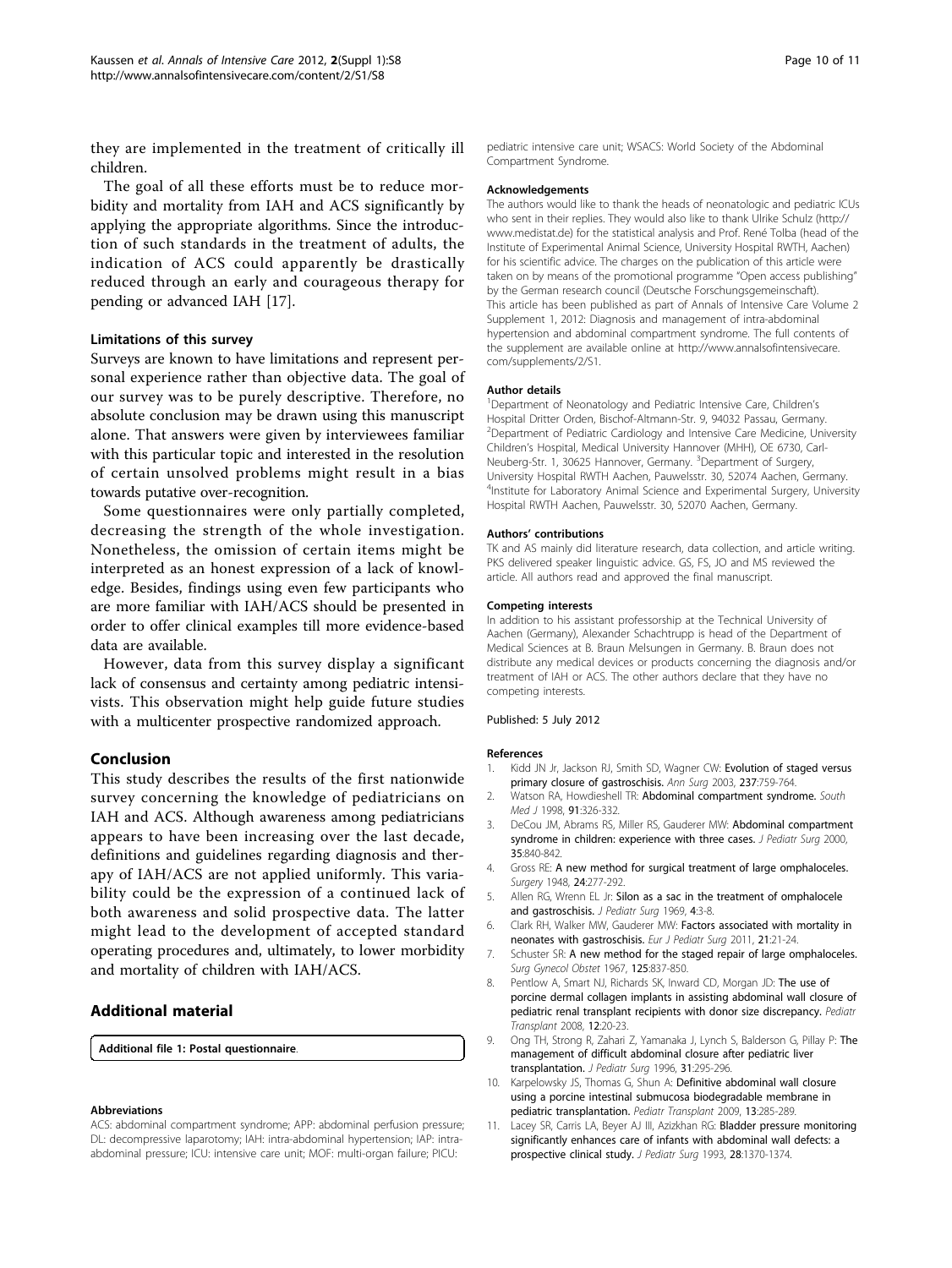they are implemented in the treatment of critically ill children.

The goal of all these efforts must be to reduce morbidity and mortality from IAH and ACS significantly by applying the appropriate algorithms. Since the introduction of such standards in the treatment of adults, the indication of ACS could apparently be drastically reduced through an early and courageous therapy for pending or advanced IAH [17].

### Limitations of this survey

Surveys are known to have limitations and represent personal experience rather than objective data. The goal of our survey was to be purely descriptive. Therefore, no absolute conclusion may be drawn using this manuscript alone. That answers were given by interviewees familiar with this particular topic and interested in the resolution of certain unsolved problems might result in a bias towards putative over-recognition.

Some questionnaires were only partially completed, decreasing the strength of the whole investigation. Nonetheless, the omission of certain items might be interpreted as an honest expression of a lack of knowledge. Besides, findings using even few participants who are more familiar with IAH/ACS should be presented in order to offer clinical examples till more evidence-based data are available.

However, data from this survey display a significant lack of consensus and certainty among pediatric intensivists. This observation might help guide future studies with a multicenter prospective randomized approach.

## Conclusion

This study describes the results of the first nationwide survey concerning the knowledge of pediatricians on IAH and ACS. Although awareness among pediatricians appears to have been increasing over the last decade, definitions and guidelines regarding diagnosis and therapy of IAH/ACS are not applied uniformly. This variability could be the expression of a continued lack of both awareness and solid prospective data. The latter might lead to the development of accepted standard operating procedures and, ultimately, to lower morbidity and mortality of children with IAH/ACS.

## Additional material

**Additional file 1: Postal questionnaire**.

#### Abbreviations

ACS: abdominal compartment syndrome; APP: abdominal perfusion pressure; DL: decompressive laparotomy; IAH: intra-abdominal hypertension; IAP: intra-abdominal pressure; ICU: intensive care unit; MOF: multi-organ failure; PICU: pediatric intensive care unit; WSACS: World Society of the Abdominal Compartment Syndrome.

#### Acknowledgements

The authors would like to thank the heads of neonatologic and pediatric ICUs who sent in their replies. They would also like to thank Ulrike Schulz (http://www.medistat.de) for the statistical analysis and Prof. René Tolba (head of the Institute of Experimental Animal Science, University Hospital RWTH, Aachen) for his scientific advice. The charges on the publication of this article were taken on by means of the promotional programme "Open access publishing" by the German research council (Deutsche Forschungsgemeinschaft).

This article has been published as part of Annals of Intensive Care Volume 2 Supplement 1, 2012: Diagnosis and management of intra-abdominal hypertension and abdominal compartment syndrome. The full contents of the supplement are available online at http://www.annalsofintensivecare.com/supplements/2/S1.

#### Author details

[1]Department of Neonatology and Pediatric Intensive Care, Children's Hospital Dritter Orden, Bischof-Altmann-Str. 9, 94032 Passau, Germany. [2]Department of Pediatric Cardiology and Intensive Care Medicine, University Children's Hospital, Medical University Hannover (MHH), OE 6730, Carl-Neuberg-Str. 1, 30625 Hannover, Germany. [3]Department of Surgery, University Hospital RWTH Aachen, Pauwelsstr. 30, 52074 Aachen, Germany. [4]Institute for Laboratory Animal Science and Experimental Surgery, University Hospital RWTH Aachen, Pauwelsstr. 30, 52070 Aachen, Germany.

#### Authors' contributions

TK and AS mainly did literature research, data collection, and article writing. PKS delivered speaker linguistic advice. GS, FS, JO and MS reviewed the article. All authors read and approved the final manuscript.

#### Competing interests

In addition to his assistant professorship at the Technical University of Aachen (Germany), Alexander Schachtrupp is head of the Department of Medical Sciences at B. Braun Melsungen in Germany. B. Braun does not distribute any medical devices or products concerning the diagnosis and/or treatment of IAH or ACS. The other authors declare that they have no competing interests.

Published: 5 July 2012

#### References

1. Kidd JN Jr, Jackson RJ, Smith SD, Wagner CW: **Evolution of staged versus primary closure of gastroschisis.** *Ann Surg* 2003, **237**:759-764.
2. Watson RA, Howdieshell TR: **Abdominal compartment syndrome.** *South Med J* 1998, **91**:326-332.
3. DeCou JM, Abrams RS, Miller RS, Gauderer MW: **Abdominal compartment syndrome in children: experience with three cases.** *J Pediatr Surg* 2000, **35**:840-842.
4. Gross RE: **A new method for surgical treatment of large omphaloceles.** *Surgery* 1948, **24**:277-292.
5. Allen RG, Wrenn EL Jr: **Silon as a sac in the treatment of omphalocele and gastroschisis.** *J Pediatr Surg* 1969, **4**:3-8.
6. Clark RH, Walker MW, Gauderer MW: **Factors associated with mortality in neonates with gastroschisis.** *Eur J Pediatr Surg* 2011, **21**:21-24.
7. Schuster SR: **A new method for the staged repair of large omphaloceles.** *Surg Gynecol Obstet* 1967, **125**:837-850.
8. Pentlow A, Smart NJ, Richards SK, Inward CD, Morgan JD: **The use of porcine dermal collagen implants in assisting abdominal wall closure of pediatric renal transplant recipients with donor size discrepancy.** *Pediatr Transplant* 2008, **12**:20-23.
9. Ong TH, Strong R, Zahari Z, Yamanaka J, Lynch S, Balderson G, Pillay P: **The management of difficult abdominal closure after pediatric liver transplantation.** *J Pediatr Surg* 1996, **31**:295-296.
10. Karpelowsky JS, Thomas G, Shun A: **Definitive abdominal wall closure using a porcine intestinal submucosa biodegradable membrane in pediatric transplantation.** *Pediatr Transplant* 2009, **13**:285-289.
11. Lacey SR, Carris LA, Beyer AJ III, Azizkhan RG: **Bladder pressure monitoring significantly enhances care of infants with abdominal wall defects: a prospective clinical study.** *J Pediatr Surg* 1993, **28**:1370-1374.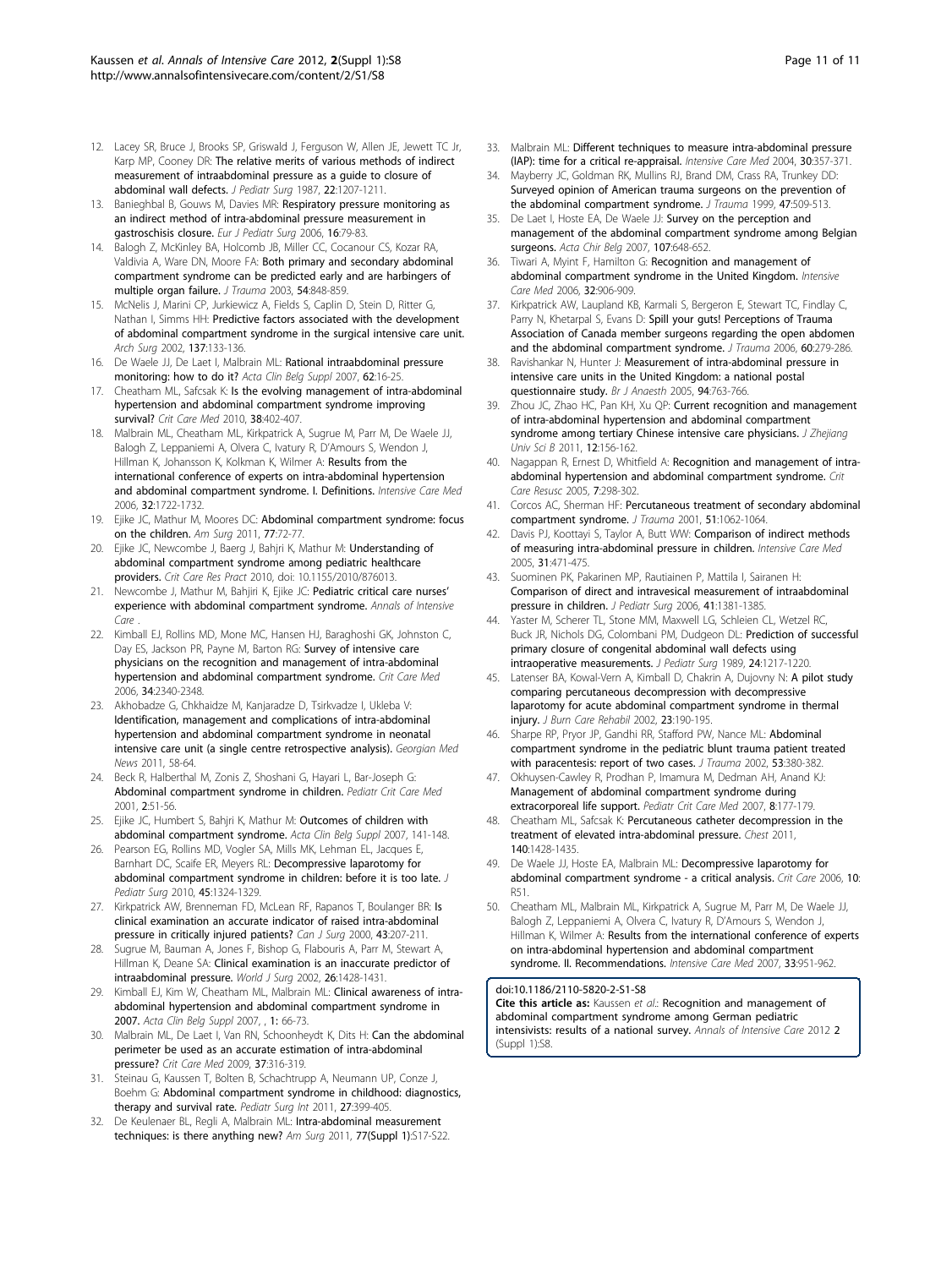12. Lacey SR, Bruce J, Brooks SP, Griswald J, Ferguson W, Allen JE, Jewett TC Jr, Karp MP, Cooney DR: **The relative merits of various methods of indirect measurement of intraabdominal pressure as a guide to closure of abdominal wall defects.** *J Pediatr Surg* 1987, **22**:1207-1211.
13. Banieghbal B, Gouws M, Davies MR: **Respiratory pressure monitoring as an indirect method of intra-abdominal pressure measurement in gastroschisis closure.** *Eur J Pediatr Surg* 2006, **16**:79-83.
14. Balogh Z, McKinley BA, Holcomb JB, Miller CC, Cocanour CS, Kozar RA, Valdivia A, Ware DN, Moore FA: **Both primary and secondary abdominal compartment syndrome can be predicted early and are harbingers of multiple organ failure.** *J Trauma* 2003, **54**:848-859.
15. McNelis J, Marini CP, Jurkiewicz A, Fields S, Caplin D, Stein D, Ritter G, Nathan I, Simms HH: **Predictive factors associated with the development of abdominal compartment syndrome in the surgical intensive care unit.** *Arch Surg* 2002, **137**:133-136.
16. De Waele JJ, De Laet I, Malbrain ML: **Rational intraabdominal pressure monitoring: how to do it?** *Acta Clin Belg Suppl* 2007, **62**:16-25.
17. Cheatham ML, Safcsak K: **Is the evolving management of intra-abdominal hypertension and abdominal compartment syndrome improving survival?** *Crit Care Med* 2010, **38**:402-407.
18. Malbrain ML, Cheatham ML, Kirkpatrick A, Sugrue M, Parr M, De Waele JJ, Balogh Z, Leppaniemi A, Olvera C, Ivatury R, D'Amours S, Wendon J, Hillman K, Johansson K, Kolkman K, Wilmer A: **Results from the international conference of experts on intra-abdominal hypertension and abdominal compartment syndrome. I. Definitions.** *Intensive Care Med* 2006, **32**:1722-1732.
19. Ejike JC, Mathur M, Moores DC: **Abdominal compartment syndrome: focus on the children.** *Am Surg* 2011, **77**:72-77.
20. Ejike JC, Newcombe J, Baerg J, Bahjri K, Mathur M: **Understanding of abdominal compartment syndrome among pediatric healthcare providers.** *Crit Care Res Pract* 2010, doi: 10.1155/2010/876013.
21. Newcombe J, Mathur M, Bahjiri K, Ejike JC: **Pediatric critical care nurses' experience with abdominal compartment syndrome.** *Annals of Intensive Care* .
22. Kimball EJ, Rollins MD, Mone MC, Hansen HJ, Baraghoshi GK, Johnston C, Day ES, Jackson PR, Payne M, Barton RG: **Survey of intensive care physicians on the recognition and management of intra-abdominal hypertension and abdominal compartment syndrome.** *Crit Care Med* 2006, **34**:2340-2348.
23. Akhobadze G, Chkhaidze M, Kanjaradze D, Tsirkvadze I, Ukleba V: **Identification, management and complications of intra-abdominal hypertension and abdominal compartment syndrome in neonatal intensive care unit (a single centre retrospective analysis).** *Georgian Med News* 2011, 58-64.
24. Beck R, Halberthal M, Zonis Z, Shoshani G, Hayari L, Bar-Joseph G: **Abdominal compartment syndrome in children.** *Pediatr Crit Care Med* 2001, **2**:51-56.
25. Ejike JC, Humbert S, Bahjri K, Mathur M: **Outcomes of children with abdominal compartment syndrome.** *Acta Clin Belg Suppl* 2007, 141-148.
26. Pearson EG, Rollins MD, Vogler SA, Mills MK, Lehman EL, Jacques E, Barnhart DC, Scaife ER, Meyers RL: **Decompressive laparotomy for abdominal compartment syndrome in children: before it is too late.** *J Pediatr Surg* 2010, **45**:1324-1329.
27. Kirkpatrick AW, Brenneman FD, McLean RF, Rapanos T, Boulanger BR: **Is clinical examination an accurate indicator of raised intra-abdominal pressure in critically injured patients?** *Can J Surg* 2000, **43**:207-211.
28. Sugrue M, Bauman A, Jones F, Bishop G, Flabouris A, Parr M, Stewart A, Hillman K, Deane SA: **Clinical examination is an inaccurate predictor of intraabdominal pressure.** *World J Surg* 2002, **26**:1428-1431.
29. Kimball EJ, Kim W, Cheatham ML, Malbrain ML: **Clinical awareness of intra-abdominal hypertension and abdominal compartment syndrome in 2007.** *Acta Clin Belg Suppl* 2007, , **1**: 66-73.
30. Malbrain ML, De Laet I, Van RN, Schoonheydt K, Dits H: **Can the abdominal perimeter be used as an accurate estimation of intra-abdominal pressure?** *Crit Care Med* 2009, **37**:316-319.
31. Steinau G, Kaussen T, Bolten B, Schachtrupp A, Neumann UP, Conze J, Boehm G: **Abdominal compartment syndrome in childhood: diagnostics, therapy and survival rate.** *Pediatr Surg Int* 2011, **27**:399-405.
32. De Keulenaer BL, Regli A, Malbrain ML: **Intra-abdominal measurement techniques: is there anything new?** *Am Surg* 2011, **77(Suppl 1)**:S17-S22.
33. Malbrain ML: **Different techniques to measure intra-abdominal pressure (IAP): time for a critical re-appraisal.** *Intensive Care Med* 2004, **30**:357-371.
34. Mayberry JC, Goldman RK, Mullins RJ, Brand DM, Crass RA, Trunkey DD: **Surveyed opinion of American trauma surgeons on the prevention of the abdominal compartment syndrome.** *J Trauma* 1999, **47**:509-513.
35. De Laet I, Hoste EA, De Waele JJ: **Survey on the perception and management of the abdominal compartment syndrome among Belgian surgeons.** *Acta Chir Belg* 2007, **107**:648-652.
36. Tiwari A, Myint F, Hamilton G: **Recognition and management of abdominal compartment syndrome in the United Kingdom.** *Intensive Care Med* 2006, **32**:906-909.
37. Kirkpatrick AW, Laupland KB, Karmali S, Bergeron E, Stewart TC, Findlay C, Parry N, Khetarpal S, Evans D: **Spill your guts! Perceptions of Trauma Association of Canada member surgeons regarding the open abdomen and the abdominal compartment syndrome.** *J Trauma* 2006, **60**:279-286.
38. Ravishankar N, Hunter J: **Measurement of intra-abdominal pressure in intensive care units in the United Kingdom: a national postal questionnaire study.** *Br J Anaesth* 2005, **94**:763-766.
39. Zhou JC, Zhao HC, Pan KH, Xu QP: **Current recognition and management of intra-abdominal hypertension and abdominal compartment syndrome among tertiary Chinese intensive care physicians.** *J Zhejiang Univ Sci B* 2011, **12**:156-162.
40. Nagappan R, Ernest D, Whitfield A: **Recognition and management of intra-abdominal hypertension and abdominal compartment syndrome.** *Crit Care Resusc* 2005, **7**:298-302.
41. Corcos AC, Sherman HF: **Percutaneous treatment of secondary abdominal compartment syndrome.** *J Trauma* 2001, **51**:1062-1064.
42. Davis PJ, Koottayi S, Taylor A, Butt WW: **Comparison of indirect methods of measuring intra-abdominal pressure in children.** *Intensive Care Med* 2005, **31**:471-475.
43. Suominen PK, Pakarinen MP, Rautiainen P, Mattila I, Sairanen H: **Comparison of direct and intravesical measurement of intraabdominal pressure in children.** *J Pediatr Surg* 2006, **41**:1381-1385.
44. Yaster M, Scherer TL, Stone MM, Maxwell LG, Schleien CL, Wetzel RC, Buck JR, Nichols DG, Colombani PM, Dudgeon DL: **Prediction of successful primary closure of congenital abdominal wall defects using intraoperative measurements.** *J Pediatr Surg* 1989, **24**:1217-1220.
45. Latenser BA, Kowal-Vern A, Kimball D, Chakrin A, Dujovny N: **A pilot study comparing percutaneous decompression with decompressive laparotomy for acute abdominal compartment syndrome in thermal injury.** *J Burn Care Rehabil* 2002, **23**:190-195.
46. Sharpe RP, Pryor JP, Gandhi RR, Stafford PW, Nance ML: **Abdominal compartment syndrome in the pediatric blunt trauma patient treated with paracentesis: report of two cases.** *J Trauma* 2002, **53**:380-382.
47. Okhuysen-Cawley R, Prodhan P, Imamura M, Dedman AH, Anand KJ: **Management of abdominal compartment syndrome during extracorporeal life support.** *Pediatr Crit Care Med* 2007, **8**:177-179.
48. Cheatham ML, Safcsak K: **Percutaneous catheter decompression in the treatment of elevated intra-abdominal pressure.** *Chest* 2011, **140**:1428-1435.
49. De Waele JJ, Hoste EA, Malbrain ML: **Decompressive laparotomy for abdominal compartment syndrome - a critical analysis.** *Crit Care* 2006, **10**: R51.
50. Cheatham ML, Malbrain ML, Kirkpatrick A, Sugrue M, Parr M, De Waele JJ, Balogh Z, Leppaniemi A, Olvera C, Ivatury R, D'Amours S, Wendon J, Hillman K, Wilmer A: **Results from the international conference of experts on intra-abdominal hypertension and abdominal compartment syndrome. II. Recommendations.** *Intensive Care Med* 2007, **33**:951-962.

doi:10.1186/2110-5820-2-S1-S8

**Cite this article as:** Kaussen *et al.*: Recognition and management of abdominal compartment syndrome among German pediatric intensivists: results of a national survey. *Annals of Intensive Care* 2012 **2** (Suppl 1):S8.